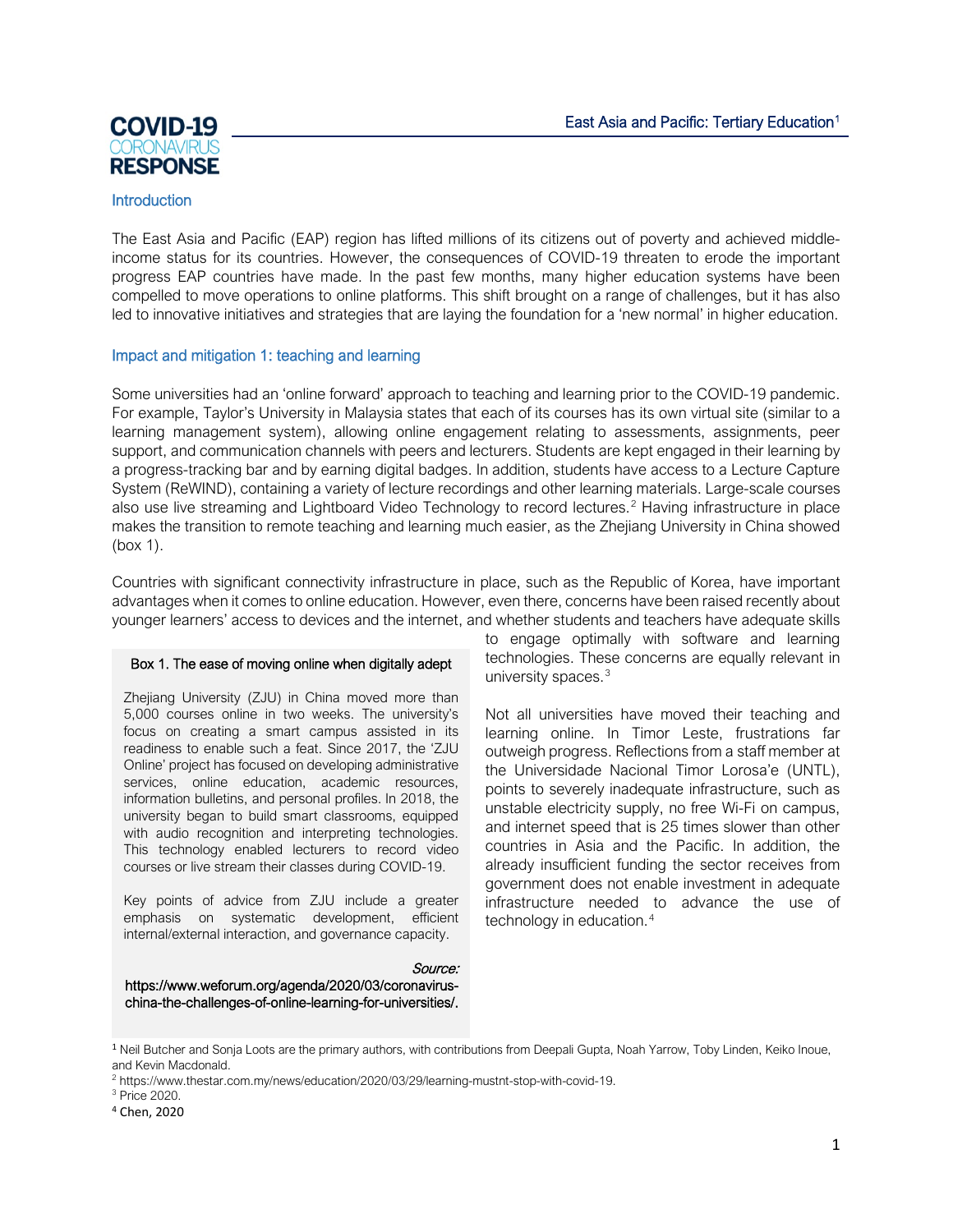# East Asia and Pacific: Tertiary Education[1]

COVID-19 CORONAVIRUS RESPONSE

## Introduction

The East Asia and Pacific (EAP) region has lifted millions of its citizens out of poverty and achieved middle-income status for its countries. However, the consequences of COVID-19 threaten to erode the important progress EAP countries have made. In the past few months, many higher education systems have been compelled to move operations to online platforms. This shift brought on a range of challenges, but it has also led to innovative initiatives and strategies that are laying the foundation for a 'new normal' in higher education.

## Impact and mitigation 1: teaching and learning

Some universities had an 'online forward' approach to teaching and learning prior to the COVID-19 pandemic. For example, Taylor's University in Malaysia states that each of its courses has its own virtual site (similar to a learning management system), allowing online engagement relating to assessments, assignments, peer support, and communication channels with peers and lecturers. Students are kept engaged in their learning by a progress-tracking bar and by earning digital badges. In addition, students have access to a Lecture Capture System (ReWIND), containing a variety of lecture recordings and other learning materials. Large-scale courses also use live streaming and Lightboard Video Technology to record lectures.[2] Having infrastructure in place makes the transition to remote teaching and learning much easier, as the Zhejiang University in China showed (box 1).

Countries with significant connectivity infrastructure in place, such as the Republic of Korea, have important advantages when it comes to online education. However, even there, concerns have been raised recently about younger learners' access to devices and the internet, and whether students and teachers have adequate skills to engage optimally with software and learning technologies. These concerns are equally relevant in university spaces.[3]

Not all universities have moved their teaching and learning online. In Timor Leste, frustrations far outweigh progress. Reflections from a staff member at the Universidade Nacional Timor Lorosa'e (UNTL), points to severely inadequate infrastructure, such as unstable electricity supply, no free Wi-Fi on campus, and internet speed that is 25 times slower than other countries in Asia and the Pacific. In addition, the already insufficient funding the sector receives from government does not enable investment in adequate infrastructure needed to advance the use of technology in education.[4]

> **Box 1. The ease of moving online when digitally adept**
>
> Zhejiang University (ZJU) in China moved more than 5,000 courses online in two weeks. The university's focus on creating a smart campus assisted in its readiness to enable such a feat. Since 2017, the 'ZJU Online' project has focused on developing administrative services, online education, academic resources, information bulletins, and personal profiles. In 2018, the university began to build smart classrooms, equipped with audio recognition and interpreting technologies. This technology enabled lecturers to record video courses or live stream their classes during COVID-19.
>
> Key points of advice from ZJU include a greater emphasis on systematic development, efficient internal/external interaction, and governance capacity.
>
> *Source:* https://www.weforum.org/agenda/2020/03/coronavirus-china-the-challenges-of-online-learning-for-universities/.

---

[1] Neil Butcher and Sonja Loots are the primary authors, with contributions from Deepali Gupta, Noah Yarrow, Toby Linden, Keiko Inoue, and Kevin Macdonald.

[2] https://www.thestar.com.my/news/education/2020/03/29/learning-mustnt-stop-with-covid-19.

[3] Price 2020.

[4] Chen, 2020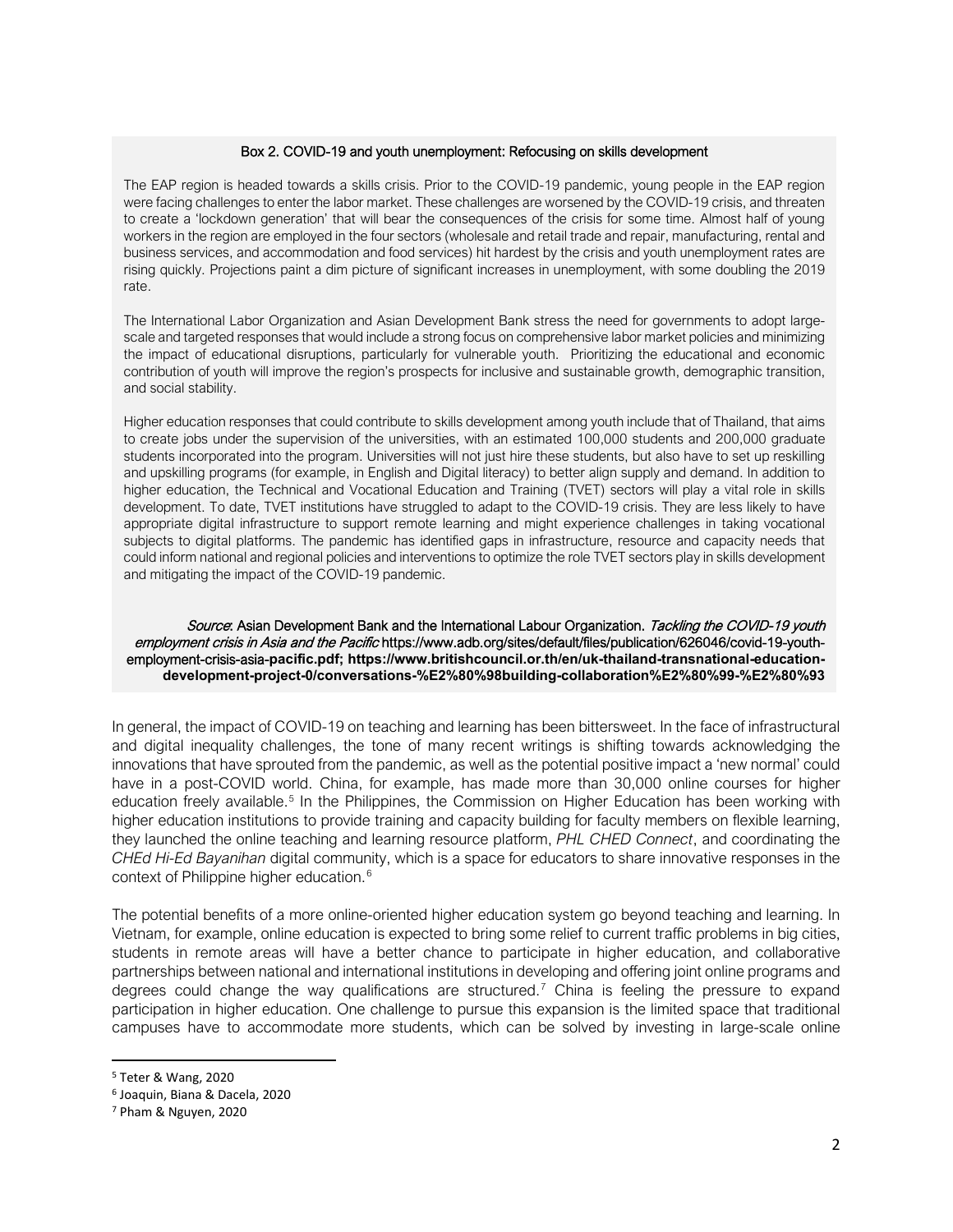**Box 2. COVID-19 and youth unemployment: Refocusing on skills development**

The EAP region is headed towards a skills crisis. Prior to the COVID-19 pandemic, young people in the EAP region were facing challenges to enter the labor market. These challenges are worsened by the COVID-19 crisis, and threaten to create a 'lockdown generation' that will bear the consequences of the crisis for some time. Almost half of young workers in the region are employed in the four sectors (wholesale and retail trade and repair, manufacturing, rental and business services, and accommodation and food services) hit hardest by the crisis and youth unemployment rates are rising quickly. Projections paint a dim picture of significant increases in unemployment, with some doubling the 2019 rate.

The International Labor Organization and Asian Development Bank stress the need for governments to adopt large-scale and targeted responses that would include a strong focus on comprehensive labor market policies and minimizing the impact of educational disruptions, particularly for vulnerable youth. Prioritizing the educational and economic contribution of youth will improve the region's prospects for inclusive and sustainable growth, demographic transition, and social stability.

Higher education responses that could contribute to skills development among youth include that of Thailand, that aims to create jobs under the supervision of the universities, with an estimated 100,000 students and 200,000 graduate students incorporated into the program. Universities will not just hire these students, but also have to set up reskilling and upskilling programs (for example, in English and Digital literacy) to better align supply and demand. In addition to higher education, the Technical and Vocational Education and Training (TVET) sectors will play a vital role in skills development. To date, TVET institutions have struggled to adapt to the COVID-19 crisis. They are less likely to have appropriate digital infrastructure to support remote learning and might experience challenges in taking vocational subjects to digital platforms. The pandemic has identified gaps in infrastructure, resource and capacity needs that could inform national and regional policies and interventions to optimize the role TVET sectors play in skills development and mitigating the impact of the COVID-19 pandemic.

*Source*: Asian Development Bank and the International Labour Organization. *Tackling the COVID-19 youth employment crisis in Asia and the Pacific* https://www.adb.org/sites/default/files/publication/626046/covid-19-youth-employment-crisis-asia-**pacific.pdf; https://www.britishcouncil.or.th/en/uk-thailand-transnational-education-development-project-0/conversations-%E2%80%98building-collaboration%E2%80%99-%E2%80%93**

In general, the impact of COVID-19 on teaching and learning has been bittersweet. In the face of infrastructural and digital inequality challenges, the tone of many recent writings is shifting towards acknowledging the innovations that have sprouted from the pandemic, as well as the potential positive impact a 'new normal' could have in a post-COVID world. China, for example, has made more than 30,000 online courses for higher education freely available.[5] In the Philippines, the Commission on Higher Education has been working with higher education institutions to provide training and capacity building for faculty members on flexible learning, they launched the online teaching and learning resource platform, *PHL CHED Connect*, and coordinating the *CHEd Hi-Ed Bayanihan* digital community, which is a space for educators to share innovative responses in the context of Philippine higher education.[6]

The potential benefits of a more online-oriented higher education system go beyond teaching and learning. In Vietnam, for example, online education is expected to bring some relief to current traffic problems in big cities, students in remote areas will have a better chance to participate in higher education, and collaborative partnerships between national and international institutions in developing and offering joint online programs and degrees could change the way qualifications are structured.[7] China is feeling the pressure to expand participation in higher education. One challenge to pursue this expansion is the limited space that traditional campuses have to accommodate more students, which can be solved by investing in large-scale online

[5] Teter & Wang, 2020
[6] Joaquin, Biana & Dacela, 2020
[7] Pham & Nguyen, 2020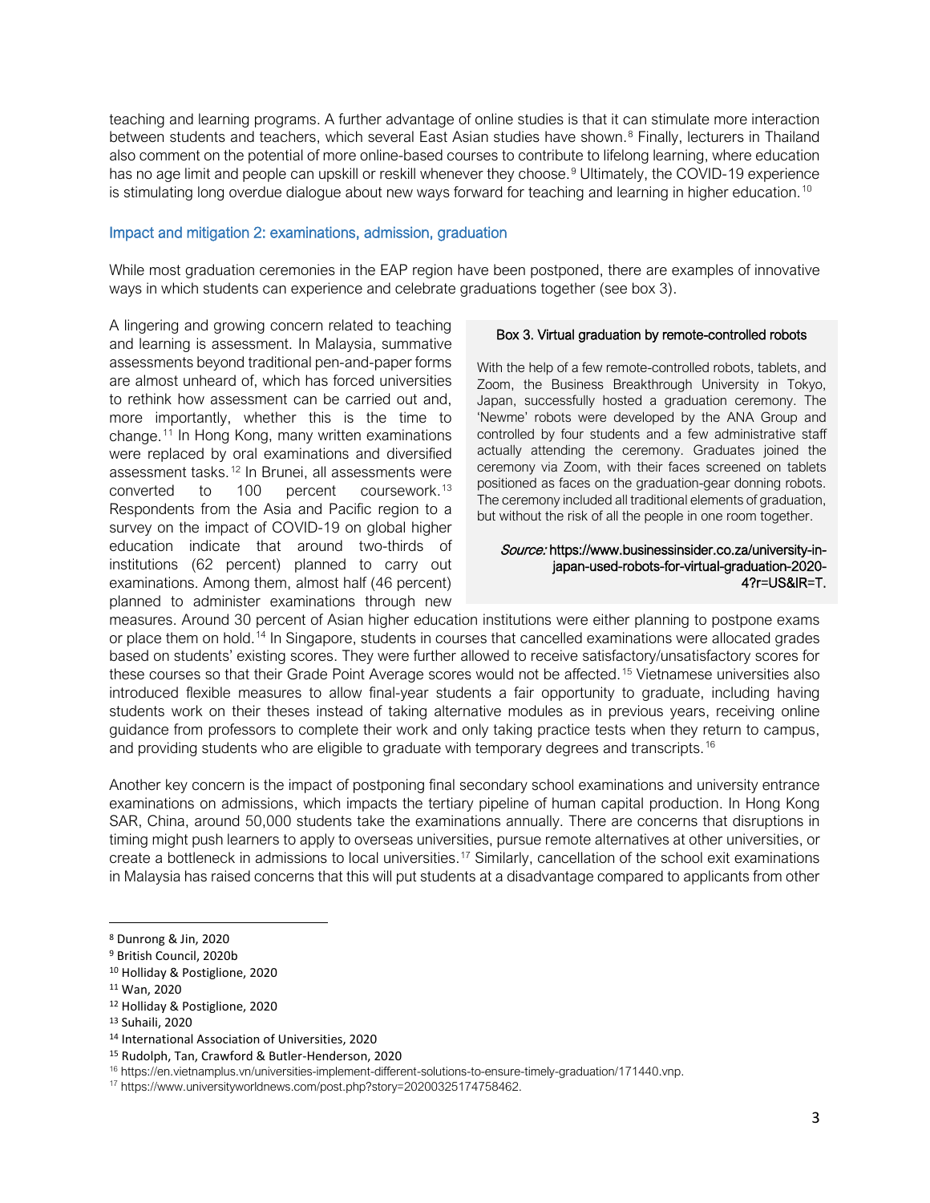teaching and learning programs. A further advantage of online studies is that it can stimulate more interaction between students and teachers, which several East Asian studies have shown.[8] Finally, lecturers in Thailand also comment on the potential of more online-based courses to contribute to lifelong learning, where education has no age limit and people can upskill or reskill whenever they choose.[9] Ultimately, the COVID-19 experience is stimulating long overdue dialogue about new ways forward for teaching and learning in higher education.[10]

### Impact and mitigation 2: examinations, admission, graduation

While most graduation ceremonies in the EAP region have been postponed, there are examples of innovative ways in which students can experience and celebrate graduations together (see box 3).

> **Box 3. Virtual graduation by remote-controlled robots**
>
> With the help of a few remote-controlled robots, tablets, and Zoom, the Business Breakthrough University in Tokyo, Japan, successfully hosted a graduation ceremony. The 'Newme' robots were developed by the ANA Group and controlled by four students and a few administrative staff actually attending the ceremony. Graduates joined the ceremony via Zoom, with their faces screened on tablets positioned as faces on the graduation-gear donning robots. The ceremony included all traditional elements of graduation, but without the risk of all the people in one room together.
>
> *Source:* https://www.businessinsider.co.za/university-in-japan-used-robots-for-virtual-graduation-2020-4?r=US&IR=T.

A lingering and growing concern related to teaching and learning is assessment. In Malaysia, summative assessments beyond traditional pen-and-paper forms are almost unheard of, which has forced universities to rethink how assessment can be carried out and, more importantly, whether this is the time to change.[11] In Hong Kong, many written examinations were replaced by oral examinations and diversified assessment tasks.[12] In Brunei, all assessments were converted to 100 percent coursework.[13] Respondents from the Asia and Pacific region to a survey on the impact of COVID-19 on global higher education indicate that around two-thirds of institutions (62 percent) planned to carry out examinations. Among them, almost half (46 percent) planned to administer examinations through new measures. Around 30 percent of Asian higher education institutions were either planning to postpone exams or place them on hold.[14] In Singapore, students in courses that cancelled examinations were allocated grades based on students' existing scores. They were further allowed to receive satisfactory/unsatisfactory scores for these courses so that their Grade Point Average scores would not be affected.[15] Vietnamese universities also introduced flexible measures to allow final-year students a fair opportunity to graduate, including having students work on their theses instead of taking alternative modules as in previous years, receiving online guidance from professors to complete their work and only taking practice tests when they return to campus, and providing students who are eligible to graduate with temporary degrees and transcripts.[16]

Another key concern is the impact of postponing final secondary school examinations and university entrance examinations on admissions, which impacts the tertiary pipeline of human capital production. In Hong Kong SAR, China, around 50,000 students take the examinations annually. There are concerns that disruptions in timing might push learners to apply to overseas universities, pursue remote alternatives at other universities, or create a bottleneck in admissions to local universities.[17] Similarly, cancellation of the school exit examinations in Malaysia has raised concerns that this will put students at a disadvantage compared to applicants from other

---

[8] Dunrong & Jin, 2020
[9] British Council, 2020b
[10] Holliday & Postiglione, 2020
[11] Wan, 2020
[12] Holliday & Postiglione, 2020
[13] Suhaili, 2020
[14] International Association of Universities, 2020
[15] Rudolph, Tan, Crawford & Butler-Henderson, 2020
[16] https://en.vietnamplus.vn/universities-implement-different-solutions-to-ensure-timely-graduation/171440.vnp.
[17] https://www.universityworldnews.com/post.php?story=20200325174758462.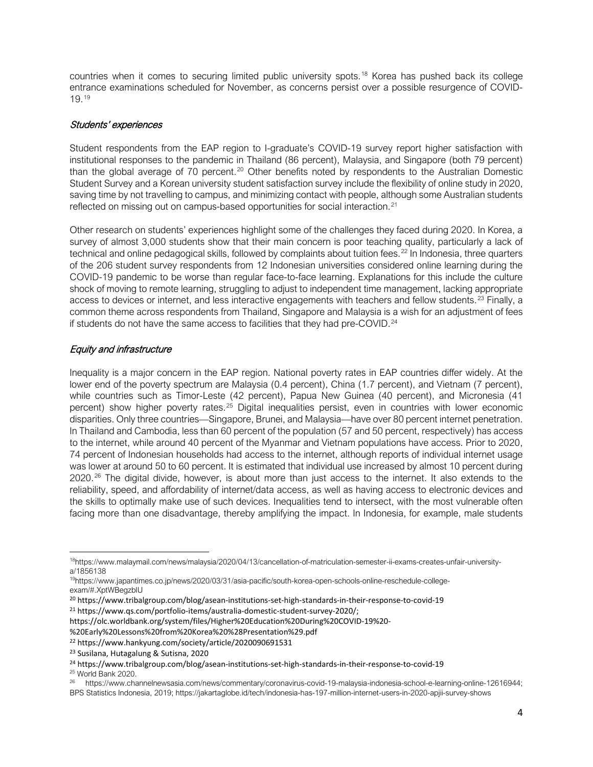countries when it comes to securing limited public university spots.[18] Korea has pushed back its college entrance examinations scheduled for November, as concerns persist over a possible resurgence of COVID-19.[19]

### *Students' experiences*

Student respondents from the EAP region to I-graduate's COVID-19 survey report higher satisfaction with institutional responses to the pandemic in Thailand (86 percent), Malaysia, and Singapore (both 79 percent) than the global average of 70 percent.[20] Other benefits noted by respondents to the Australian Domestic Student Survey and a Korean university student satisfaction survey include the flexibility of online study in 2020, saving time by not travelling to campus, and minimizing contact with people, although some Australian students reflected on missing out on campus-based opportunities for social interaction.[21]

Other research on students' experiences highlight some of the challenges they faced during 2020. In Korea, a survey of almost 3,000 students show that their main concern is poor teaching quality, particularly a lack of technical and online pedagogical skills, followed by complaints about tuition fees.[22] In Indonesia, three quarters of the 206 student survey respondents from 12 Indonesian universities considered online learning during the COVID-19 pandemic to be worse than regular face-to-face learning. Explanations for this include the culture shock of moving to remote learning, struggling to adjust to independent time management, lacking appropriate access to devices or internet, and less interactive engagements with teachers and fellow students.[23] Finally, a common theme across respondents from Thailand, Singapore and Malaysia is a wish for an adjustment of fees if students do not have the same access to facilities that they had pre-COVID.[24]

### *Equity and infrastructure*

Inequality is a major concern in the EAP region. National poverty rates in EAP countries differ widely. At the lower end of the poverty spectrum are Malaysia (0.4 percent), China (1.7 percent), and Vietnam (7 percent), while countries such as Timor-Leste (42 percent), Papua New Guinea (40 percent), and Micronesia (41 percent) show higher poverty rates.[25] Digital inequalities persist, even in countries with lower economic disparities. Only three countries—Singapore, Brunei, and Malaysia—have over 80 percent internet penetration. In Thailand and Cambodia, less than 60 percent of the population (57 and 50 percent, respectively) has access to the internet, while around 40 percent of the Myanmar and Vietnam populations have access. Prior to 2020, 74 percent of Indonesian households had access to the internet, although reports of individual internet usage was lower at around 50 to 60 percent. It is estimated that individual use increased by almost 10 percent during 2020.[26] The digital divide, however, is about more than just access to the internet. It also extends to the reliability, speed, and affordability of internet/data access, as well as having access to electronic devices and the skills to optimally make use of such devices. Inequalities tend to intersect, with the most vulnerable often facing more than one disadvantage, thereby amplifying the impact. In Indonesia, for example, male students

---

[18] https://www.malaymail.com/news/malaysia/2020/04/13/cancellation-of-matriculation-semester-ii-exams-creates-unfair-university-a/1856138

[19] https://www.japantimes.co.jp/news/2020/03/31/asia-pacific/south-korea-open-schools-online-reschedule-college-exam/#.XptWBegzblU

[20] https://www.tribalgroup.com/blog/asean-institutions-set-high-standards-in-their-response-to-covid-19

[21] https://www.qs.com/portfolio-items/australia-domestic-student-survey-2020/; https://olc.worldbank.org/system/files/Higher%20Education%20During%20COVID-19%20-%20Early%20Lessons%20from%20Korea%20%28Presentation%29.pdf

[22] https://www.hankyung.com/society/article/2020090691531

[23] Susilana, Hutagalung & Sutisna, 2020

[24] https://www.tribalgroup.com/blog/asean-institutions-set-high-standards-in-their-response-to-covid-19

[25] World Bank 2020.

[26] https://www.channelnewsasia.com/news/commentary/coronavirus-covid-19-malaysia-indonesia-school-e-learning-online-12616944; BPS Statistics Indonesia, 2019; https://jakartaglobe.id/tech/indonesia-has-197-million-internet-users-in-2020-apjii-survey-shows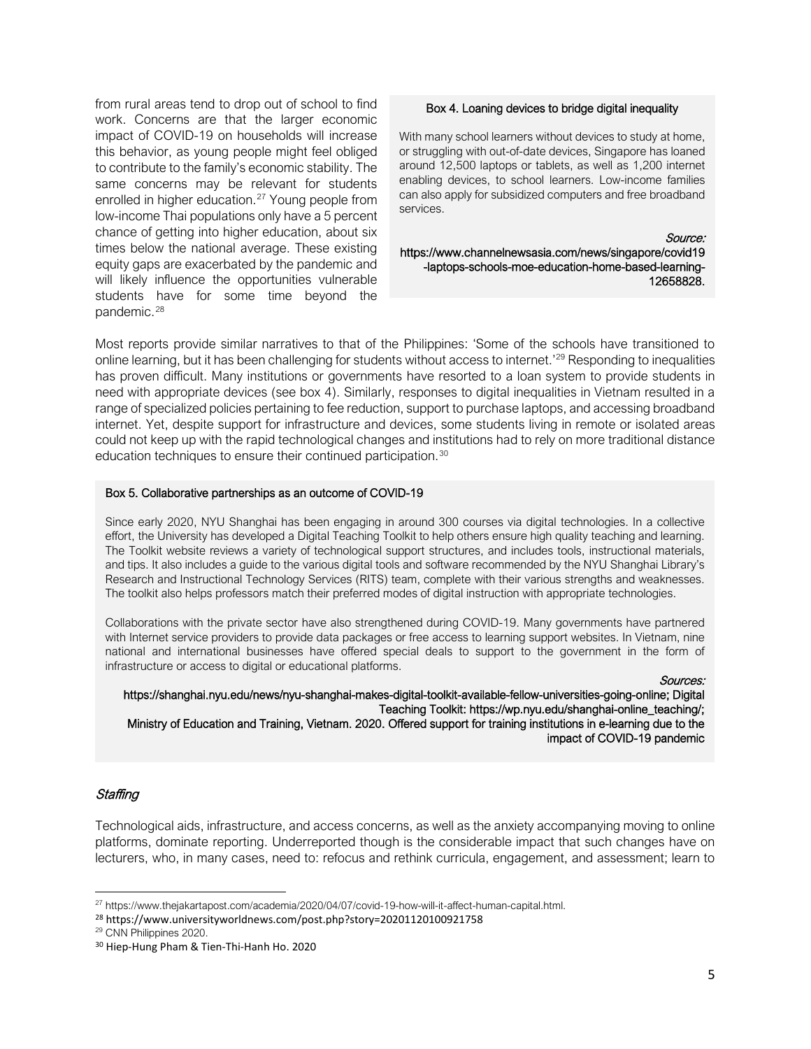from rural areas tend to drop out of school to find work. Concerns are that the larger economic impact of COVID-19 on households will increase this behavior, as young people might feel obliged to contribute to the family's economic stability. The same concerns may be relevant for students enrolled in higher education.[27] Young people from low-income Thai populations only have a 5 percent chance of getting into higher education, about six times below the national average. These existing equity gaps are exacerbated by the pandemic and will likely influence the opportunities vulnerable students have for some time beyond the pandemic.[28]

> **Box 4. Loaning devices to bridge digital inequality**
>
> With many school learners without devices to study at home, or struggling with out-of-date devices, Singapore has loaned around 12,500 laptops or tablets, as well as 1,200 internet enabling devices, to school learners. Low-income families can also apply for subsidized computers and free broadband services.
>
> *Source:* https://www.channelnewsasia.com/news/singapore/covid19-laptops-schools-moe-education-home-based-learning-12658828.

Most reports provide similar narratives to that of the Philippines: 'Some of the schools have transitioned to online learning, but it has been challenging for students without access to internet.'[29] Responding to inequalities has proven difficult. Many institutions or governments have resorted to a loan system to provide students in need with appropriate devices (see box 4). Similarly, responses to digital inequalities in Vietnam resulted in a range of specialized policies pertaining to fee reduction, support to purchase laptops, and accessing broadband internet. Yet, despite support for infrastructure and devices, some students living in remote or isolated areas could not keep up with the rapid technological changes and institutions had to rely on more traditional distance education techniques to ensure their continued participation.[30]

> **Box 5. Collaborative partnerships as an outcome of COVID-19**
>
> Since early 2020, NYU Shanghai has been engaging in around 300 courses via digital technologies. In a collective effort, the University has developed a Digital Teaching Toolkit to help others ensure high quality teaching and learning. The Toolkit website reviews a variety of technological support structures, and includes tools, instructional materials, and tips. It also includes a guide to the various digital tools and software recommended by the NYU Shanghai Library's Research and Instructional Technology Services (RITS) team, complete with their various strengths and weaknesses. The toolkit also helps professors match their preferred modes of digital instruction with appropriate technologies.
>
> Collaborations with the private sector have also strengthened during COVID-19. Many governments have partnered with Internet service providers to provide data packages or free access to learning support websites. In Vietnam, nine national and international businesses have offered special deals to support to the government in the form of infrastructure or access to digital or educational platforms.
>
> *Sources:* https://shanghai.nyu.edu/news/nyu-shanghai-makes-digital-toolkit-available-fellow-universities-going-online; Digital Teaching Toolkit: https://wp.nyu.edu/shanghai-online_teaching/; Ministry of Education and Training, Vietnam. 2020. Offered support for training institutions in e-learning due to the impact of COVID-19 pandemic

### *Staffing*

Technological aids, infrastructure, and access concerns, as well as the anxiety accompanying moving to online platforms, dominate reporting. Underreported though is the considerable impact that such changes have on lecturers, who, in many cases, need to: refocus and rethink curricula, engagement, and assessment; learn to

---

[27] https://www.thejakartapost.com/academia/2020/04/07/covid-19-how-will-it-affect-human-capital.html.

[28] https://www.universityworldnews.com/post.php?story=20201120100921758

[29] CNN Philippines 2020.

[30] Hiep-Hung Pham & Tien-Thi-Hanh Ho. 2020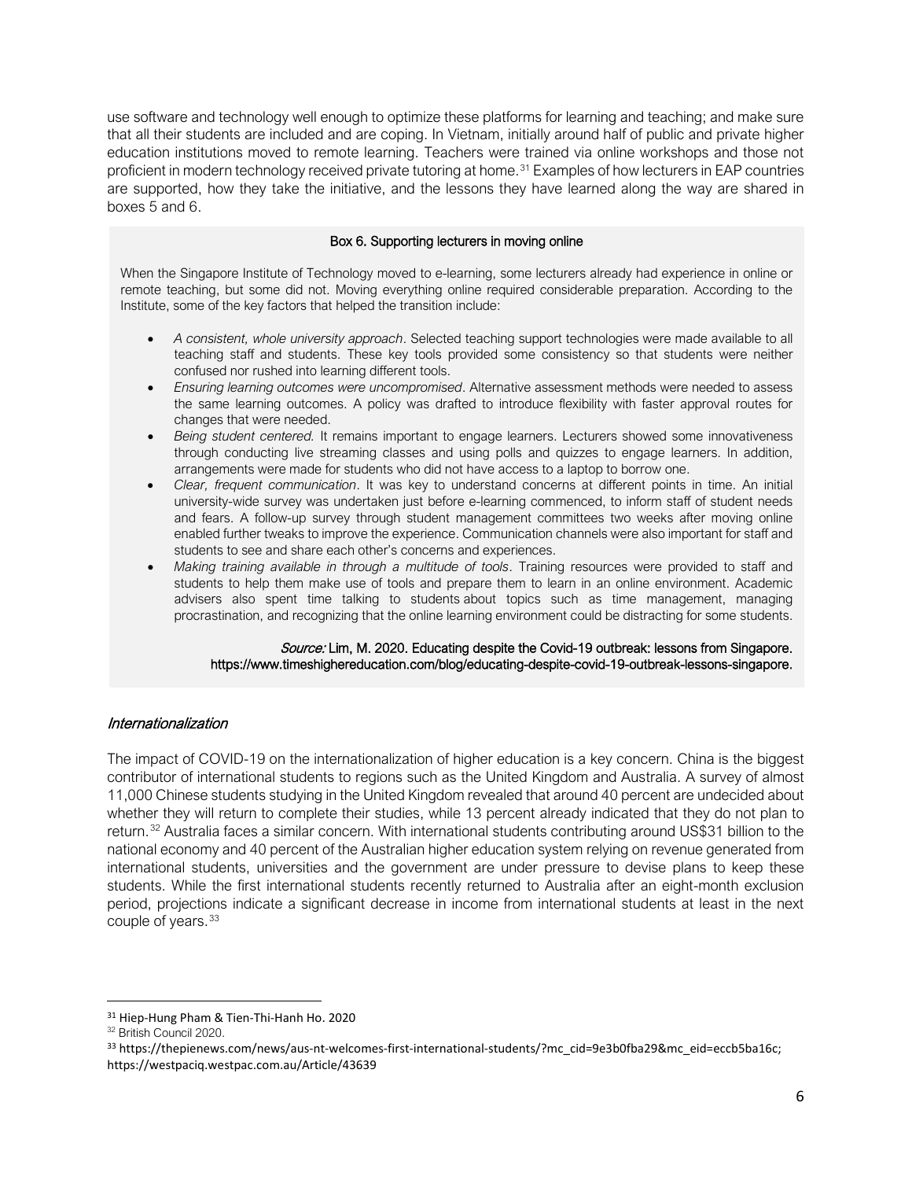use software and technology well enough to optimize these platforms for learning and teaching; and make sure that all their students are included and are coping. In Vietnam, initially around half of public and private higher education institutions moved to remote learning. Teachers were trained via online workshops and those not proficient in modern technology received private tutoring at home.[31] Examples of how lecturers in EAP countries are supported, how they take the initiative, and the lessons they have learned along the way are shared in boxes 5 and 6.

**Box 6. Supporting lecturers in moving online**

When the Singapore Institute of Technology moved to e-learning, some lecturers already had experience in online or remote teaching, but some did not. Moving everything online required considerable preparation. According to the Institute, some of the key factors that helped the transition include:

- *A consistent, whole university approach*. Selected teaching support technologies were made available to all teaching staff and students. These key tools provided some consistency so that students were neither confused nor rushed into learning different tools.
- *Ensuring learning outcomes were uncompromised*. Alternative assessment methods were needed to assess the same learning outcomes. A policy was drafted to introduce flexibility with faster approval routes for changes that were needed.
- *Being student centered*. It remains important to engage learners. Lecturers showed some innovativeness through conducting live streaming classes and using polls and quizzes to engage learners. In addition, arrangements were made for students who did not have access to a laptop to borrow one.
- *Clear, frequent communication*. It was key to understand concerns at different points in time. An initial university-wide survey was undertaken just before e-learning commenced, to inform staff of student needs and fears. A follow-up survey through student management committees two weeks after moving online enabled further tweaks to improve the experience. Communication channels were also important for staff and students to see and share each other's concerns and experiences.
- *Making training available in through a multitude of tools*. Training resources were provided to staff and students to help them make use of tools and prepare them to learn in an online environment. Academic advisers also spent time talking to students about topics such as time management, managing procrastination, and recognizing that the online learning environment could be distracting for some students.

*Source:* Lim, M. 2020. Educating despite the Covid-19 outbreak: lessons from Singapore. https://www.timeshighereducation.com/blog/educating-despite-covid-19-outbreak-lessons-singapore.

### *Internationalization*

The impact of COVID-19 on the internationalization of higher education is a key concern. China is the biggest contributor of international students to regions such as the United Kingdom and Australia. A survey of almost 11,000 Chinese students studying in the United Kingdom revealed that around 40 percent are undecided about whether they will return to complete their studies, while 13 percent already indicated that they do not plan to return.[32] Australia faces a similar concern. With international students contributing around US$31 billion to the national economy and 40 percent of the Australian higher education system relying on revenue generated from international students, universities and the government are under pressure to devise plans to keep these students. While the first international students recently returned to Australia after an eight-month exclusion period, projections indicate a significant decrease in income from international students at least in the next couple of years.[33]

---

[31] Hiep-Hung Pham & Tien-Thi-Hanh Ho. 2020

[32] British Council 2020.

[33] https://thepienews.com/news/aus-nt-welcomes-first-international-students/?mc_cid=9e3b0fba29&mc_eid=eccb5ba16c; https://westpaciq.westpac.com.au/Article/43639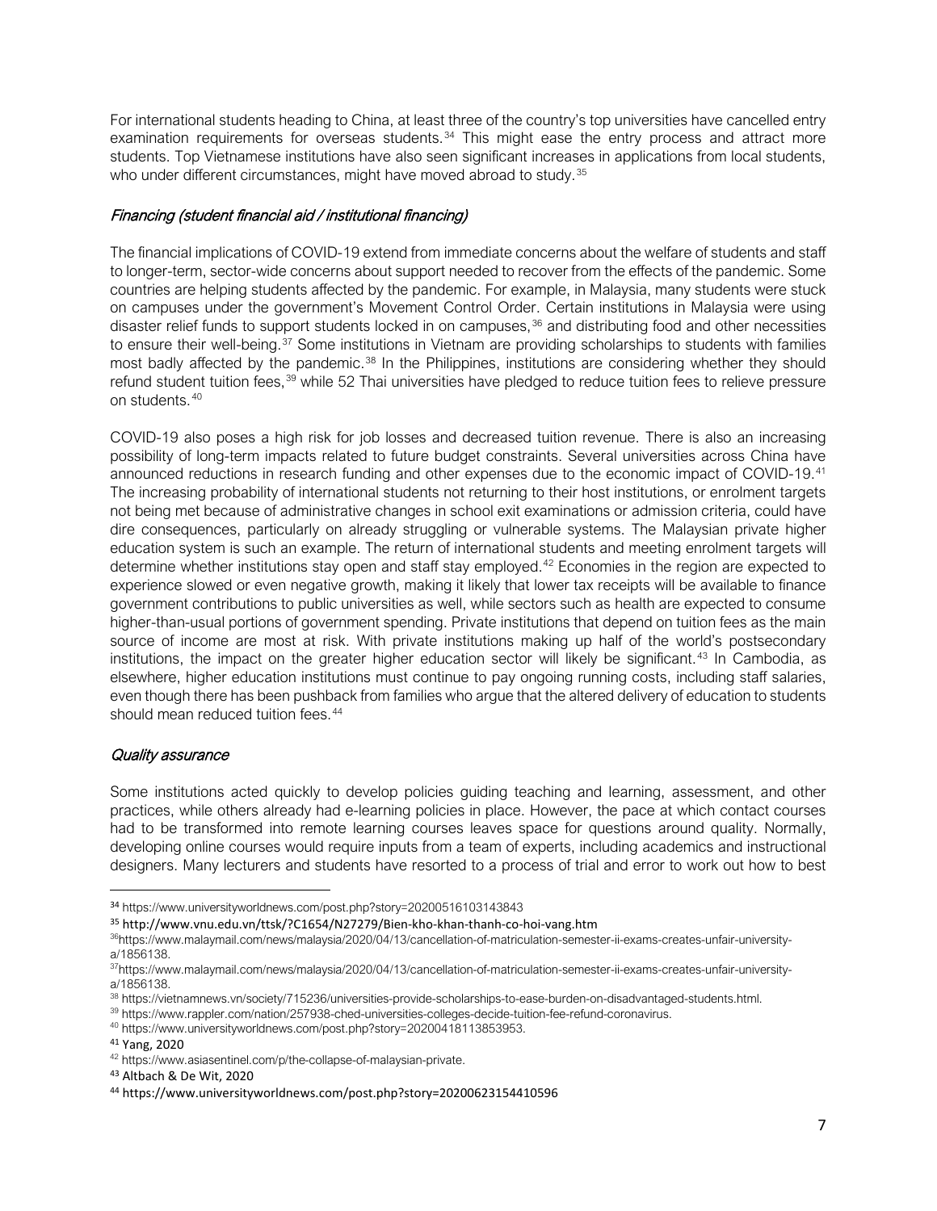For international students heading to China, at least three of the country's top universities have cancelled entry examination requirements for overseas students.[34] This might ease the entry process and attract more students. Top Vietnamese institutions have also seen significant increases in applications from local students, who under different circumstances, might have moved abroad to study.[35]

### *Financing (student financial aid / institutional financing)*

The financial implications of COVID-19 extend from immediate concerns about the welfare of students and staff to longer-term, sector-wide concerns about support needed to recover from the effects of the pandemic. Some countries are helping students affected by the pandemic. For example, in Malaysia, many students were stuck on campuses under the government's Movement Control Order. Certain institutions in Malaysia were using disaster relief funds to support students locked in on campuses,[36] and distributing food and other necessities to ensure their well-being.[37] Some institutions in Vietnam are providing scholarships to students with families most badly affected by the pandemic.[38] In the Philippines, institutions are considering whether they should refund student tuition fees,[39] while 52 Thai universities have pledged to reduce tuition fees to relieve pressure on students.[40]

COVID-19 also poses a high risk for job losses and decreased tuition revenue. There is also an increasing possibility of long-term impacts related to future budget constraints. Several universities across China have announced reductions in research funding and other expenses due to the economic impact of COVID-19.[41] The increasing probability of international students not returning to their host institutions, or enrolment targets not being met because of administrative changes in school exit examinations or admission criteria, could have dire consequences, particularly on already struggling or vulnerable systems. The Malaysian private higher education system is such an example. The return of international students and meeting enrolment targets will determine whether institutions stay open and staff stay employed.[42] Economies in the region are expected to experience slowed or even negative growth, making it likely that lower tax receipts will be available to finance government contributions to public universities as well, while sectors such as health are expected to consume higher-than-usual portions of government spending. Private institutions that depend on tuition fees as the main source of income are most at risk. With private institutions making up half of the world's postsecondary institutions, the impact on the greater higher education sector will likely be significant.[43] In Cambodia, as elsewhere, higher education institutions must continue to pay ongoing running costs, including staff salaries, even though there has been pushback from families who argue that the altered delivery of education to students should mean reduced tuition fees.[44]

### *Quality assurance*

Some institutions acted quickly to develop policies guiding teaching and learning, assessment, and other practices, while others already had e-learning policies in place. However, the pace at which contact courses had to be transformed into remote learning courses leaves space for questions around quality. Normally, developing online courses would require inputs from a team of experts, including academics and instructional designers. Many lecturers and students have resorted to a process of trial and error to work out how to best

---

[34] https://www.universityworldnews.com/post.php?story=20200516103143843

[35] http://www.vnu.edu.vn/ttsk/?C1654/N27279/Bien-kho-khan-thanh-co-hoi-vang.htm

[36] https://www.malaymail.com/news/malaysia/2020/04/13/cancellation-of-matriculation-semester-ii-exams-creates-unfair-university-a/1856138.

[37] https://www.malaymail.com/news/malaysia/2020/04/13/cancellation-of-matriculation-semester-ii-exams-creates-unfair-university-a/1856138.

[38] https://vietnamnews.vn/society/715236/universities-provide-scholarships-to-ease-burden-on-disadvantaged-students.html.

[39] https://www.rappler.com/nation/257938-ched-universities-colleges-decide-tuition-fee-refund-coronavirus.

[40] https://www.universityworldnews.com/post.php?story=20200418113853953.

[41] Yang, 2020

[42] https://www.asiasentinel.com/p/the-collapse-of-malaysian-private.

[43] Altbach & De Wit, 2020

[44] https://www.universityworldnews.com/post.php?story=20200623154410596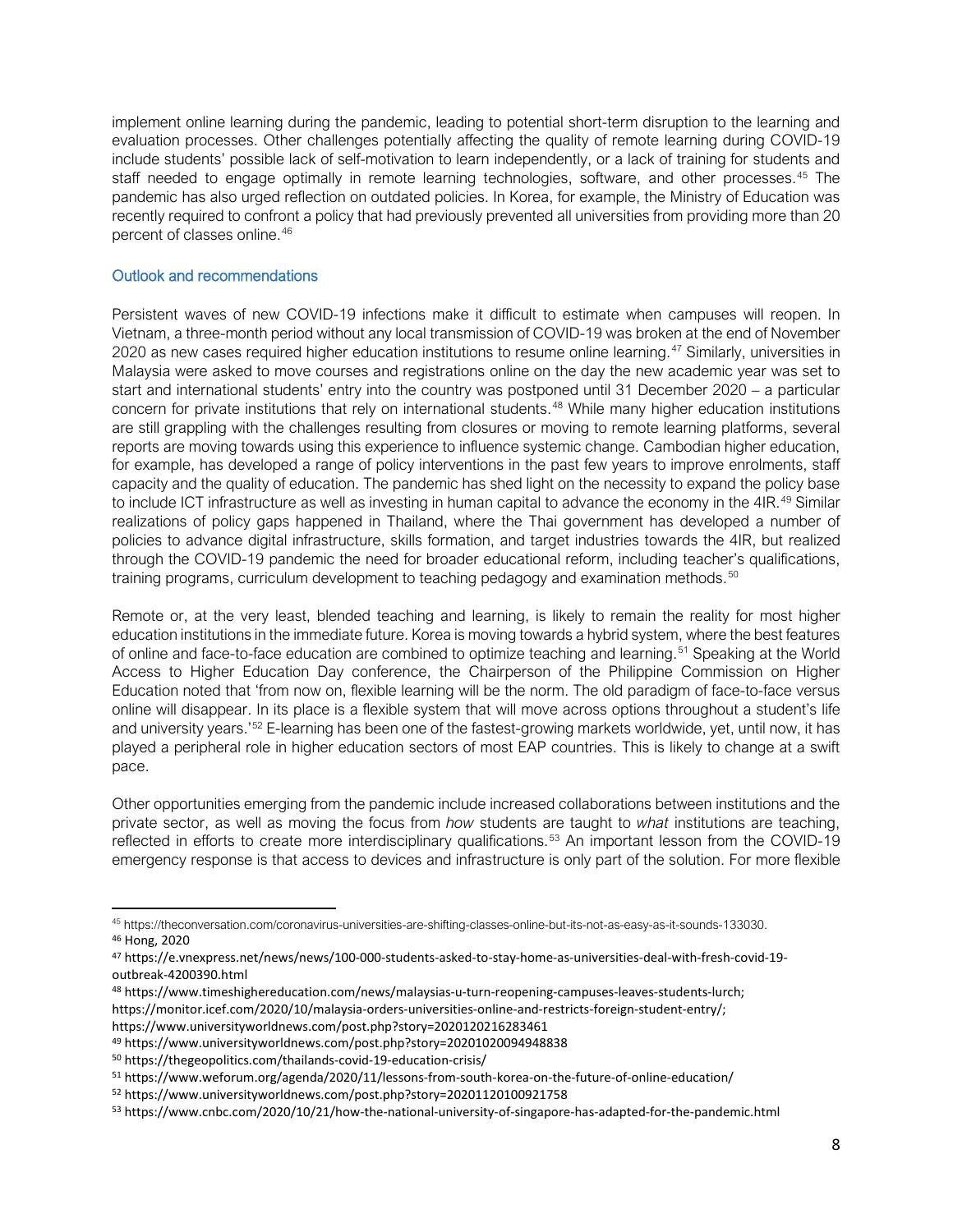implement online learning during the pandemic, leading to potential short-term disruption to the learning and evaluation processes. Other challenges potentially affecting the quality of remote learning during COVID-19 include students' possible lack of self-motivation to learn independently, or a lack of training for students and staff needed to engage optimally in remote learning technologies, software, and other processes.[45] The pandemic has also urged reflection on outdated policies. In Korea, for example, the Ministry of Education was recently required to confront a policy that had previously prevented all universities from providing more than 20 percent of classes online.[46]

### Outlook and recommendations

Persistent waves of new COVID-19 infections make it difficult to estimate when campuses will reopen. In Vietnam, a three-month period without any local transmission of COVID-19 was broken at the end of November 2020 as new cases required higher education institutions to resume online learning.[47] Similarly, universities in Malaysia were asked to move courses and registrations online on the day the new academic year was set to start and international students' entry into the country was postponed until 31 December 2020 – a particular concern for private institutions that rely on international students.[48] While many higher education institutions are still grappling with the challenges resulting from closures or moving to remote learning platforms, several reports are moving towards using this experience to influence systemic change. Cambodian higher education, for example, has developed a range of policy interventions in the past few years to improve enrolments, staff capacity and the quality of education. The pandemic has shed light on the necessity to expand the policy base to include ICT infrastructure as well as investing in human capital to advance the economy in the 4IR.[49] Similar realizations of policy gaps happened in Thailand, where the Thai government has developed a number of policies to advance digital infrastructure, skills formation, and target industries towards the 4IR, but realized through the COVID-19 pandemic the need for broader educational reform, including teacher's qualifications, training programs, curriculum development to teaching pedagogy and examination methods.[50]

Remote or, at the very least, blended teaching and learning, is likely to remain the reality for most higher education institutions in the immediate future. Korea is moving towards a hybrid system, where the best features of online and face-to-face education are combined to optimize teaching and learning.[51] Speaking at the World Access to Higher Education Day conference, the Chairperson of the Philippine Commission on Higher Education noted that 'from now on, flexible learning will be the norm. The old paradigm of face-to-face versus online will disappear. In its place is a flexible system that will move across options throughout a student's life and university years.'[52] E-learning has been one of the fastest-growing markets worldwide, yet, until now, it has played a peripheral role in higher education sectors of most EAP countries. This is likely to change at a swift pace.

Other opportunities emerging from the pandemic include increased collaborations between institutions and the private sector, as well as moving the focus from *how* students are taught to *what* institutions are teaching, reflected in efforts to create more interdisciplinary qualifications.[53] An important lesson from the COVID-19 emergency response is that access to devices and infrastructure is only part of the solution. For more flexible

---

[45] https://theconversation.com/coronavirus-universities-are-shifting-classes-online-but-its-not-as-easy-as-it-sounds-133030.

[46] Hong, 2020

[47] https://e.vnexpress.net/news/news/100-000-students-asked-to-stay-home-as-universities-deal-with-fresh-covid-19-outbreak-4200390.html

[48] https://www.timeshighereducation.com/news/malaysias-u-turn-reopening-campuses-leaves-students-lurch; https://monitor.icef.com/2020/10/malaysia-orders-universities-online-and-restricts-foreign-student-entry/; https://www.universityworldnews.com/post.php?story=2020120216283461

[49] https://www.universityworldnews.com/post.php?story=20201020094948838

[50] https://thegeopolitics.com/thailands-covid-19-education-crisis/

[51] https://www.weforum.org/agenda/2020/11/lessons-from-south-korea-on-the-future-of-online-education/

[52] https://www.universityworldnews.com/post.php?story=20201120100921758

[53] https://www.cnbc.com/2020/10/21/how-the-national-university-of-singapore-has-adapted-for-the-pandemic.html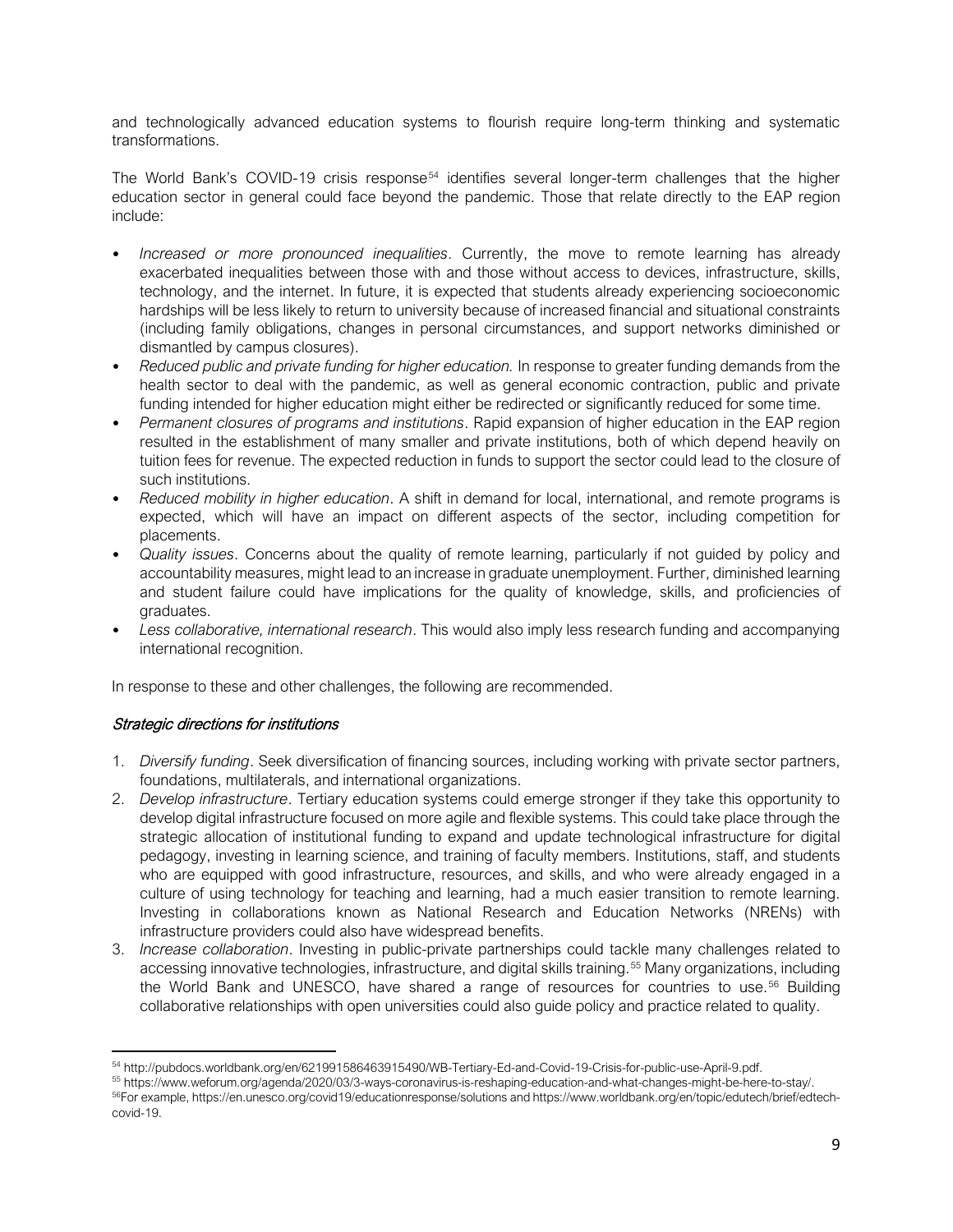and technologically advanced education systems to flourish require long-term thinking and systematic transformations.

The World Bank's COVID-19 crisis response[54] identifies several longer-term challenges that the higher education sector in general could face beyond the pandemic. Those that relate directly to the EAP region include:

- *Increased or more pronounced inequalities*. Currently, the move to remote learning has already exacerbated inequalities between those with and those without access to devices, infrastructure, skills, technology, and the internet. In future, it is expected that students already experiencing socioeconomic hardships will be less likely to return to university because of increased financial and situational constraints (including family obligations, changes in personal circumstances, and support networks diminished or dismantled by campus closures).
- *Reduced public and private funding for higher education.* In response to greater funding demands from the health sector to deal with the pandemic, as well as general economic contraction, public and private funding intended for higher education might either be redirected or significantly reduced for some time.
- *Permanent closures of programs and institutions*. Rapid expansion of higher education in the EAP region resulted in the establishment of many smaller and private institutions, both of which depend heavily on tuition fees for revenue. The expected reduction in funds to support the sector could lead to the closure of such institutions.
- *Reduced mobility in higher education*. A shift in demand for local, international, and remote programs is expected, which will have an impact on different aspects of the sector, including competition for placements.
- *Quality issues*. Concerns about the quality of remote learning, particularly if not guided by policy and accountability measures, might lead to an increase in graduate unemployment. Further, diminished learning and student failure could have implications for the quality of knowledge, skills, and proficiencies of graduates.
- *Less collaborative, international research*. This would also imply less research funding and accompanying international recognition.

In response to these and other challenges, the following are recommended.

### *Strategic directions for institutions*

1. *Diversify funding*. Seek diversification of financing sources, including working with private sector partners, foundations, multilaterals, and international organizations.
2. *Develop infrastructure*. Tertiary education systems could emerge stronger if they take this opportunity to develop digital infrastructure focused on more agile and flexible systems. This could take place through the strategic allocation of institutional funding to expand and update technological infrastructure for digital pedagogy, investing in learning science, and training of faculty members. Institutions, staff, and students who are equipped with good infrastructure, resources, and skills, and who were already engaged in a culture of using technology for teaching and learning, had a much easier transition to remote learning. Investing in collaborations known as National Research and Education Networks (NRENs) with infrastructure providers could also have widespread benefits.
3. *Increase collaboration*. Investing in public-private partnerships could tackle many challenges related to accessing innovative technologies, infrastructure, and digital skills training.[55] Many organizations, including the World Bank and UNESCO, have shared a range of resources for countries to use.[56] Building collaborative relationships with open universities could also guide policy and practice related to quality.

---

[54] http://pubdocs.worldbank.org/en/621991586463915490/WB-Tertiary-Ed-and-Covid-19-Crisis-for-public-use-April-9.pdf.

[55] https://www.weforum.org/agenda/2020/03/3-ways-coronavirus-is-reshaping-education-and-what-changes-might-be-here-to-stay/.

[56] For example, https://en.unesco.org/covid19/educationresponse/solutions and https://www.worldbank.org/en/topic/edutech/brief/edtech-covid-19.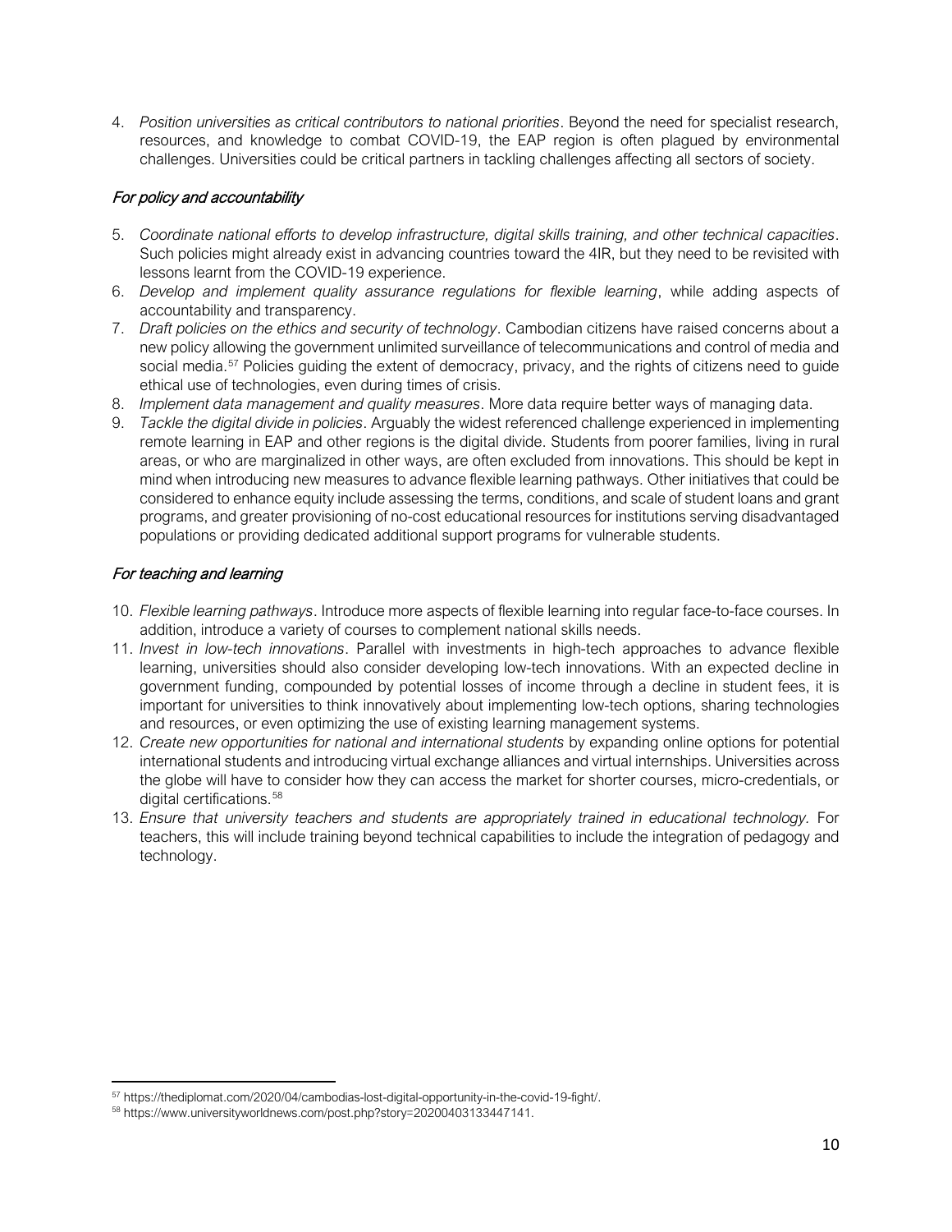4. *Position universities as critical contributors to national priorities*. Beyond the need for specialist research, resources, and knowledge to combat COVID-19, the EAP region is often plagued by environmental challenges. Universities could be critical partners in tackling challenges affecting all sectors of society.

*For policy and accountability*

5. *Coordinate national efforts to develop infrastructure, digital skills training, and other technical capacities*. Such policies might already exist in advancing countries toward the 4IR, but they need to be revisited with lessons learnt from the COVID-19 experience.
6. *Develop and implement quality assurance regulations for flexible learning*, while adding aspects of accountability and transparency.
7. *Draft policies on the ethics and security of technology*. Cambodian citizens have raised concerns about a new policy allowing the government unlimited surveillance of telecommunications and control of media and social media.[57] Policies guiding the extent of democracy, privacy, and the rights of citizens need to guide ethical use of technologies, even during times of crisis.
8. *Implement data management and quality measures*. More data require better ways of managing data.
9. *Tackle the digital divide in policies*. Arguably the widest referenced challenge experienced in implementing remote learning in EAP and other regions is the digital divide. Students from poorer families, living in rural areas, or who are marginalized in other ways, are often excluded from innovations. This should be kept in mind when introducing new measures to advance flexible learning pathways. Other initiatives that could be considered to enhance equity include assessing the terms, conditions, and scale of student loans and grant programs, and greater provisioning of no-cost educational resources for institutions serving disadvantaged populations or providing dedicated additional support programs for vulnerable students.

*For teaching and learning*

10. *Flexible learning pathways*. Introduce more aspects of flexible learning into regular face-to-face courses. In addition, introduce a variety of courses to complement national skills needs.
11. *Invest in low-tech innovations*. Parallel with investments in high-tech approaches to advance flexible learning, universities should also consider developing low-tech innovations. With an expected decline in government funding, compounded by potential losses of income through a decline in student fees, it is important for universities to think innovatively about implementing low-tech options, sharing technologies and resources, or even optimizing the use of existing learning management systems.
12. *Create new opportunities for national and international students* by expanding online options for potential international students and introducing virtual exchange alliances and virtual internships. Universities across the globe will have to consider how they can access the market for shorter courses, micro-credentials, or digital certifications.[58]
13. *Ensure that university teachers and students are appropriately trained in educational technology.* For teachers, this will include training beyond technical capabilities to include the integration of pedagogy and technology.

---

[57] https://thediplomat.com/2020/04/cambodias-lost-digital-opportunity-in-the-covid-19-fight/.

[58] https://www.universityworldnews.com/post.php?story=20200403133447141.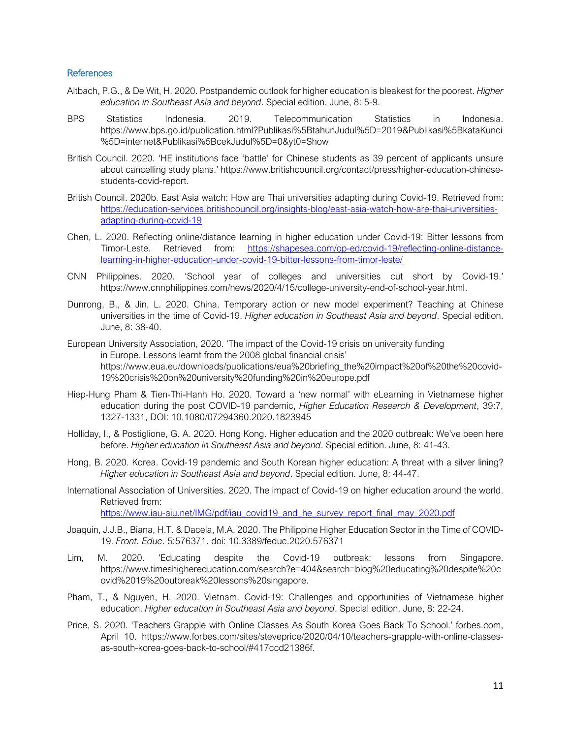## References

Altbach, P.G., & De Wit, H. 2020. Postpandemic outlook for higher education is bleakest for the poorest. *Higher education in Southeast Asia and beyond*. Special edition. June, 8: 5-9.

BPS Statistics Indonesia. 2019. Telecommunication Statistics in Indonesia. https://www.bps.go.id/publication.html?Publikasi%5BtahunJudul%5D=2019&Publikasi%5BkataKunci%5D=internet&Publikasi%5BcekJudul%5D=0&yt0=Show

British Council. 2020. 'HE institutions face 'battle' for Chinese students as 39 percent of applicants unsure about cancelling study plans.' https://www.britishcouncil.org/contact/press/higher-education-chinese-students-covid-report.

British Council. 2020b. East Asia watch: How are Thai universities adapting during Covid-19. Retrieved from: https://education-services.britishcouncil.org/insights-blog/east-asia-watch-how-are-thai-universities-adapting-during-covid-19

Chen, L. 2020. Reflecting online/distance learning in higher education under Covid-19: Bitter lessons from Timor-Leste. Retrieved from: https://shapesea.com/op-ed/covid-19/reflecting-online-distance-learning-in-higher-education-under-covid-19-bitter-lessons-from-timor-leste/

CNN Philippines. 2020. 'School year of colleges and universities cut short by Covid-19.' https://www.cnnphilippines.com/news/2020/4/15/college-university-end-of-school-year.html.

Dunrong, B., & Jin, L. 2020. China. Temporary action or new model experiment? Teaching at Chinese universities in the time of Covid-19. *Higher education in Southeast Asia and beyond*. Special edition. June, 8: 38-40.

European University Association, 2020. 'The impact of the Covid-19 crisis on university funding in Europe. Lessons learnt from the 2008 global financial crisis' https://www.eua.eu/downloads/publications/eua%20briefing_the%20impact%20of%20the%20covid-19%20crisis%20on%20university%20funding%20in%20europe.pdf

Hiep-Hung Pham & Tien-Thi-Hanh Ho. 2020. Toward a 'new normal' with eLearning in Vietnamese higher education during the post COVID-19 pandemic, *Higher Education Research & Development*, 39:7, 1327-1331, DOI: 10.1080/07294360.2020.1823945

Holliday, I., & Postiglione, G. A. 2020. Hong Kong. Higher education and the 2020 outbreak: We've been here before. *Higher education in Southeast Asia and beyond*. Special edition. June, 8: 41-43.

Hong, B. 2020. Korea. Covid-19 pandemic and South Korean higher education: A threat with a silver lining? *Higher education in Southeast Asia and beyond*. Special edition. June, 8: 44-47.

International Association of Universities. 2020. The impact of Covid-19 on higher education around the world. Retrieved from: https://www.iau-aiu.net/IMG/pdf/iau_covid19_and_he_survey_report_final_may_2020.pdf

Joaquin, J.J.B., Biana, H.T. & Dacela, M.A. 2020. The Philippine Higher Education Sector in the Time of COVID-19. *Front. Educ*. 5:576371. doi: 10.3389/feduc.2020.576371

Lim, M. 2020. 'Educating despite the Covid-19 outbreak: lessons from Singapore. https://www.timeshighereducation.com/search?e=404&search=blog%20educating%20despite%20covid%2019%20outbreak%20lessons%20singapore.

Pham, T., & Nguyen, H. 2020. Vietnam. Covid-19: Challenges and opportunities of Vietnamese higher education. *Higher education in Southeast Asia and beyond*. Special edition. June, 8: 22-24.

Price, S. 2020. 'Teachers Grapple with Online Classes As South Korea Goes Back To School.' forbes.com, April 10. https://www.forbes.com/sites/steveprice/2020/04/10/teachers-grapple-with-online-classes-as-south-korea-goes-back-to-school/#417ccd21386f.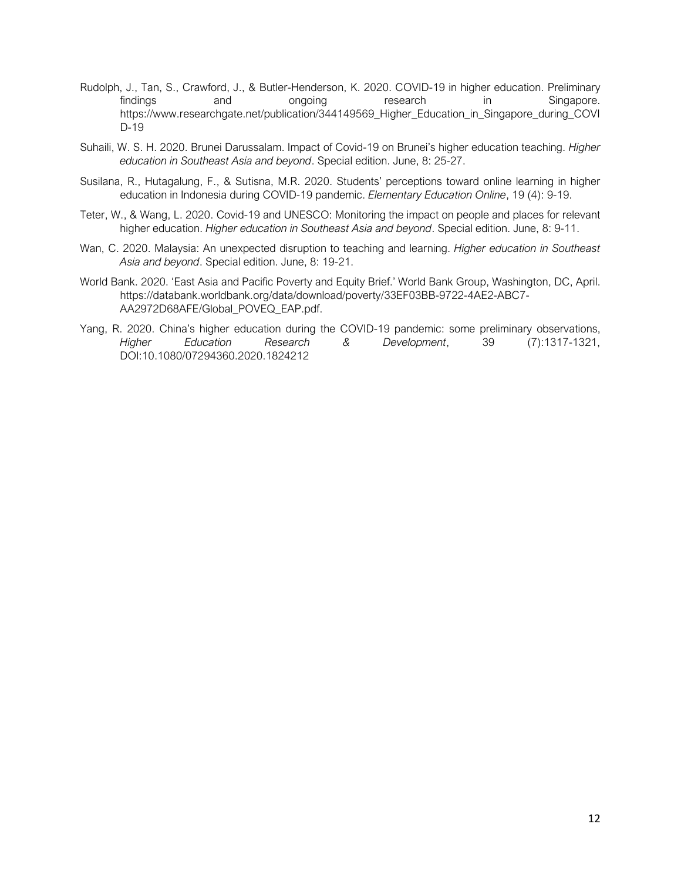Rudolph, J., Tan, S., Crawford, J., & Butler-Henderson, K. 2020. COVID-19 in higher education. Preliminary findings and ongoing research in Singapore. https://www.researchgate.net/publication/344149569_Higher_Education_in_Singapore_during_COVID-19

Suhaili, W. S. H. 2020. Brunei Darussalam. Impact of Covid-19 on Brunei's higher education teaching. *Higher education in Southeast Asia and beyond*. Special edition. June, 8: 25-27.

Susilana, R., Hutagalung, F., & Sutisna, M.R. 2020. Students' perceptions toward online learning in higher education in Indonesia during COVID-19 pandemic. *Elementary Education Online*, 19 (4): 9-19.

Teter, W., & Wang, L. 2020. Covid-19 and UNESCO: Monitoring the impact on people and places for relevant higher education. *Higher education in Southeast Asia and beyond*. Special edition. June, 8: 9-11.

Wan, C. 2020. Malaysia: An unexpected disruption to teaching and learning. *Higher education in Southeast Asia and beyond*. Special edition. June, 8: 19-21.

World Bank. 2020. 'East Asia and Pacific Poverty and Equity Brief.' World Bank Group, Washington, DC, April. https://databank.worldbank.org/data/download/poverty/33EF03BB-9722-4AE2-ABC7-AA2972D68AFE/Global_POVEQ_EAP.pdf.

Yang, R. 2020. China's higher education during the COVID-19 pandemic: some preliminary observations, *Higher Education Research & Development*, 39 (7):1317-1321, DOI:10.1080/07294360.2020.1824212